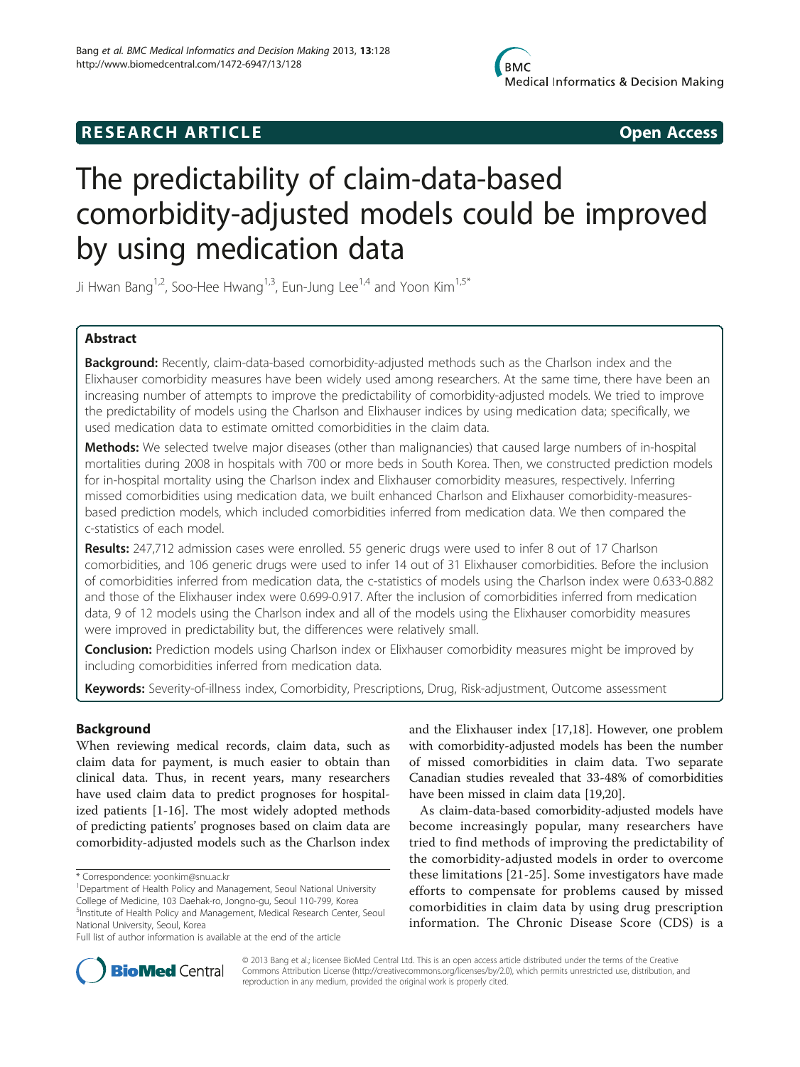**RESEARCH ARTICLE** **Open Access**

# The predictability of claim-data-based comorbidity-adjusted models could be improved by using medication data

Ji Hwan Bang[1,2], Soo-Hee Hwang[1,3], Eun-Jung Lee[1,4] and Yoon Kim[1,5*]

## Abstract

**Background:** Recently, claim-data-based comorbidity-adjusted methods such as the Charlson index and the Elixhauser comorbidity measures have been widely used among researchers. At the same time, there have been an increasing number of attempts to improve the predictability of comorbidity-adjusted models. We tried to improve the predictability of models using the Charlson and Elixhauser indices by using medication data; specifically, we used medication data to estimate omitted comorbidities in the claim data.

**Methods:** We selected twelve major diseases (other than malignancies) that caused large numbers of in-hospital mortalities during 2008 in hospitals with 700 or more beds in South Korea. Then, we constructed prediction models for in-hospital mortality using the Charlson index and Elixhauser comorbidity measures, respectively. Inferring missed comorbidities using medication data, we built enhanced Charlson and Elixhauser comorbidity-measures-based prediction models, which included comorbidities inferred from medication data. We then compared the c-statistics of each model.

**Results:** 247,712 admission cases were enrolled. 55 generic drugs were used to infer 8 out of 17 Charlson comorbidities, and 106 generic drugs were used to infer 14 out of 31 Elixhauser comorbidities. Before the inclusion of comorbidities inferred from medication data, the c-statistics of models using the Charlson index were 0.633-0.882 and those of the Elixhauser index were 0.699-0.917. After the inclusion of comorbidities inferred from medication data, 9 of 12 models using the Charlson index and all of the models using the Elixhauser comorbidity measures were improved in predictability but, the differences were relatively small.

**Conclusion:** Prediction models using Charlson index or Elixhauser comorbidity measures might be improved by including comorbidities inferred from medication data.

**Keywords:** Severity-of-illness index, Comorbidity, Prescriptions, Drug, Risk-adjustment, Outcome assessment

## Background

When reviewing medical records, claim data, such as claim data for payment, is much easier to obtain than clinical data. Thus, in recent years, many researchers have used claim data to predict prognoses for hospitalized patients [1-16]. The most widely adopted methods of predicting patients' prognoses based on claim data are comorbidity-adjusted models such as the Charlson index and the Elixhauser index [17,18]. However, one problem with comorbidity-adjusted models has been the number of missed comorbidities in claim data. Two separate Canadian studies revealed that 33-48% of comorbidities have been missed in claim data [19,20].

As claim-data-based comorbidity-adjusted models have become increasingly popular, many researchers have tried to find methods of improving the predictability of the comorbidity-adjusted models in order to overcome these limitations [21-25]. Some investigators have made efforts to compensate for problems caused by missed comorbidities in claim data by using drug prescription information. The Chronic Disease Score (CDS) is a

\* Correspondence: yoonkim@snu.ac.kr
[1]Department of Health Policy and Management, Seoul National University College of Medicine, 103 Daehak-ro, Jongno-gu, Seoul 110-799, Korea
[5]Institute of Health Policy and Management, Medical Research Center, Seoul National University, Seoul, Korea
Full list of author information is available at the end of the article

© 2013 Bang et al.; licensee BioMed Central Ltd. This is an open access article distributed under the terms of the Creative Commons Attribution License (http://creativecommons.org/licenses/by/2.0), which permits unrestricted use, distribution, and reproduction in any medium, provided the original work is properly cited.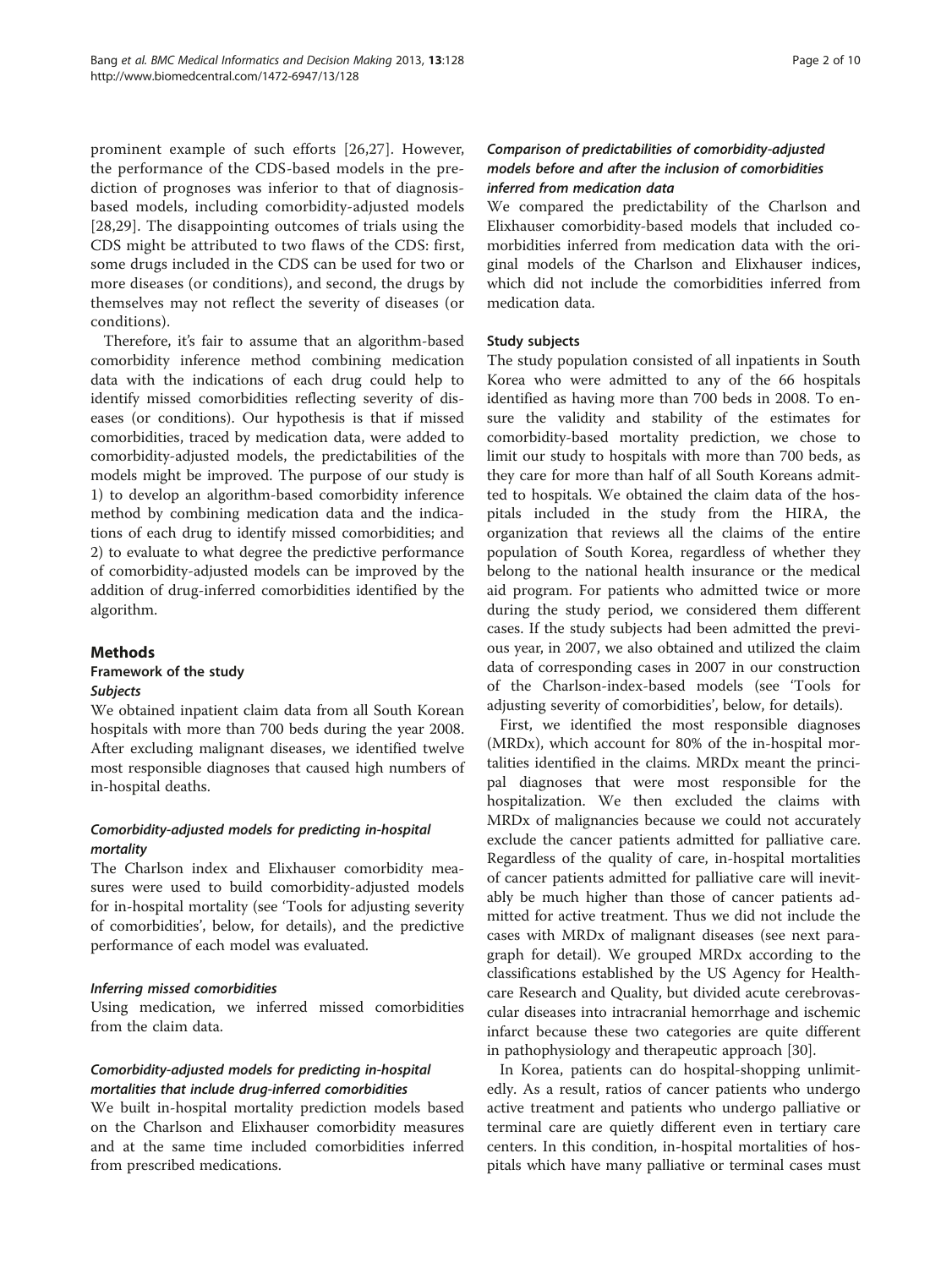prominent example of such efforts [26,27]. However, the performance of the CDS-based models in the prediction of prognoses was inferior to that of diagnosis-based models, including comorbidity-adjusted models [28,29]. The disappointing outcomes of trials using the CDS might be attributed to two flaws of the CDS: first, some drugs included in the CDS can be used for two or more diseases (or conditions), and second, the drugs by themselves may not reflect the severity of diseases (or conditions).

Therefore, it's fair to assume that an algorithm-based comorbidity inference method combining medication data with the indications of each drug could help to identify missed comorbidities reflecting severity of diseases (or conditions). Our hypothesis is that if missed comorbidities, traced by medication data, were added to comorbidity-adjusted models, the predictabilities of the models might be improved. The purpose of our study is 1) to develop an algorithm-based comorbidity inference method by combining medication data and the indications of each drug to identify missed comorbidities; and 2) to evaluate to what degree the predictive performance of comorbidity-adjusted models can be improved by the addition of drug-inferred comorbidities identified by the algorithm.

## Methods

### Framework of the study

#### *Subjects*

We obtained inpatient claim data from all South Korean hospitals with more than 700 beds during the year 2008. After excluding malignant diseases, we identified twelve most responsible diagnoses that caused high numbers of in-hospital deaths.

#### *Comorbidity-adjusted models for predicting in-hospital mortality*

The Charlson index and Elixhauser comorbidity measures were used to build comorbidity-adjusted models for in-hospital mortality (see 'Tools for adjusting severity of comorbidities', below, for details), and the predictive performance of each model was evaluated.

#### *Inferring missed comorbidities*

Using medication, we inferred missed comorbidities from the claim data.

#### *Comorbidity-adjusted models for predicting in-hospital mortalities that include drug-inferred comorbidities*

We built in-hospital mortality prediction models based on the Charlson and Elixhauser comorbidity measures and at the same time included comorbidities inferred from prescribed medications.

#### *Comparison of predictabilities of comorbidity-adjusted models before and after the inclusion of comorbidities inferred from medication data*

We compared the predictability of the Charlson and Elixhauser comorbidity-based models that included comorbidities inferred from medication data with the original models of the Charlson and Elixhauser indices, which did not include the comorbidities inferred from medication data.

### Study subjects

The study population consisted of all inpatients in South Korea who were admitted to any of the 66 hospitals identified as having more than 700 beds in 2008. To ensure the validity and stability of the estimates for comorbidity-based mortality prediction, we chose to limit our study to hospitals with more than 700 beds, as they care for more than half of all South Koreans admitted to hospitals. We obtained the claim data of the hospitals included in the study from the HIRA, the organization that reviews all the claims of the entire population of South Korea, regardless of whether they belong to the national health insurance or the medical aid program. For patients who admitted twice or more during the study period, we considered them different cases. If the study subjects had been admitted the previous year, in 2007, we also obtained and utilized the claim data of corresponding cases in 2007 in our construction of the Charlson-index-based models (see 'Tools for adjusting severity of comorbidities', below, for details).

First, we identified the most responsible diagnoses (MRDx), which account for 80% of the in-hospital mortalities identified in the claims. MRDx meant the principal diagnoses that were most responsible for the hospitalization. We then excluded the claims with MRDx of malignancies because we could not accurately exclude the cancer patients admitted for palliative care. Regardless of the quality of care, in-hospital mortalities of cancer patients admitted for palliative care will inevitably be much higher than those of cancer patients admitted for active treatment. Thus we did not include the cases with MRDx of malignant diseases (see next paragraph for detail). We grouped MRDx according to the classifications established by the US Agency for Healthcare Research and Quality, but divided acute cerebrovascular diseases into intracranial hemorrhage and ischemic infarct because these two categories are quite different in pathophysiology and therapeutic approach [30].

In Korea, patients can do hospital-shopping unlimitedly. As a result, ratios of cancer patients who undergo active treatment and patients who undergo palliative or terminal care are quietly different even in tertiary care centers. In this condition, in-hospital mortalities of hospitals which have many palliative or terminal cases must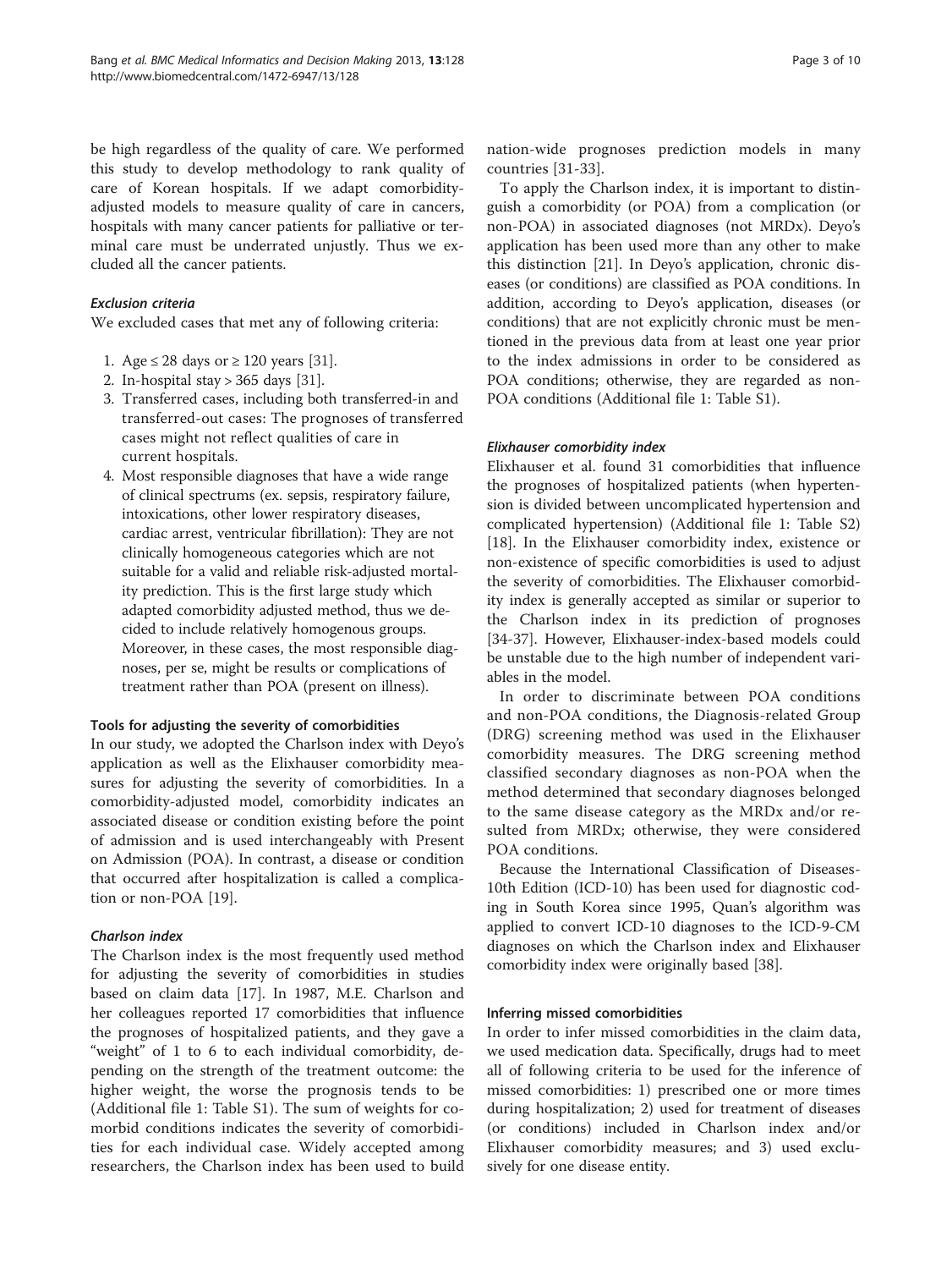be high regardless of the quality of care. We performed this study to develop methodology to rank quality of care of Korean hospitals. If we adapt comorbidity-adjusted models to measure quality of care in cancers, hospitals with many cancer patients for palliative or terminal care must be underrated unjustly. Thus we excluded all the cancer patients.

#### *Exclusion criteria*

We excluded cases that met any of following criteria:

1. Age ≤ 28 days or ≥ 120 years [31].
2. In-hospital stay > 365 days [31].
3. Transferred cases, including both transferred-in and transferred-out cases: The prognoses of transferred cases might not reflect qualities of care in current hospitals.
4. Most responsible diagnoses that have a wide range of clinical spectrums (ex. sepsis, respiratory failure, intoxications, other lower respiratory diseases, cardiac arrest, ventricular fibrillation): They are not clinically homogeneous categories which are not suitable for a valid and reliable risk-adjusted mortality prediction. This is the first large study which adapted comorbidity adjusted method, thus we decided to include relatively homogenous groups. Moreover, in these cases, the most responsible diagnoses, per se, might be results or complications of treatment rather than POA (present on illness).

### Tools for adjusting the severity of comorbidities

In our study, we adopted the Charlson index with Deyo's application as well as the Elixhauser comorbidity measures for adjusting the severity of comorbidities. In a comorbidity-adjusted model, comorbidity indicates an associated disease or condition existing before the point of admission and is used interchangeably with Present on Admission (POA). In contrast, a disease or condition that occurred after hospitalization is called a complication or non-POA [19].

#### *Charlson index*

The Charlson index is the most frequently used method for adjusting the severity of comorbidities in studies based on claim data [17]. In 1987, M.E. Charlson and her colleagues reported 17 comorbidities that influence the prognoses of hospitalized patients, and they gave a "weight" of 1 to 6 to each individual comorbidity, depending on the strength of the treatment outcome: the higher weight, the worse the prognosis tends to be (Additional file 1: Table S1). The sum of weights for comorbid conditions indicates the severity of comorbidities for each individual case. Widely accepted among researchers, the Charlson index has been used to build nation-wide prognoses prediction models in many countries [31-33].

To apply the Charlson index, it is important to distinguish a comorbidity (or POA) from a complication (or non-POA) in associated diagnoses (not MRDx). Deyo's application has been used more than any other to make this distinction [21]. In Deyo's application, chronic diseases (or conditions) are classified as POA conditions. In addition, according to Deyo's application, diseases (or conditions) that are not explicitly chronic must be mentioned in the previous data from at least one year prior to the index admissions in order to be considered as POA conditions; otherwise, they are regarded as non-POA conditions (Additional file 1: Table S1).

#### *Elixhauser comorbidity index*

Elixhauser et al. found 31 comorbidities that influence the prognoses of hospitalized patients (when hypertension is divided between uncomplicated hypertension and complicated hypertension) (Additional file 1: Table S2) [18]. In the Elixhauser comorbidity index, existence or non-existence of specific comorbidities is used to adjust the severity of comorbidities. The Elixhauser comorbidity index is generally accepted as similar or superior to the Charlson index in its prediction of prognoses [34-37]. However, Elixhauser-index-based models could be unstable due to the high number of independent variables in the model.

In order to discriminate between POA conditions and non-POA conditions, the Diagnosis-related Group (DRG) screening method was used in the Elixhauser comorbidity measures. The DRG screening method classified secondary diagnoses as non-POA when the method determined that secondary diagnoses belonged to the same disease category as the MRDx and/or resulted from MRDx; otherwise, they were considered POA conditions.

Because the International Classification of Diseases-10th Edition (ICD-10) has been used for diagnostic coding in South Korea since 1995, Quan's algorithm was applied to convert ICD-10 diagnoses to the ICD-9-CM diagnoses on which the Charlson index and Elixhauser comorbidity index were originally based [38].

### Inferring missed comorbidities

In order to infer missed comorbidities in the claim data, we used medication data. Specifically, drugs had to meet all of following criteria to be used for the inference of missed comorbidities: 1) prescribed one or more times during hospitalization; 2) used for treatment of diseases (or conditions) included in Charlson index and/or Elixhauser comorbidity measures; and 3) used exclusively for one disease entity.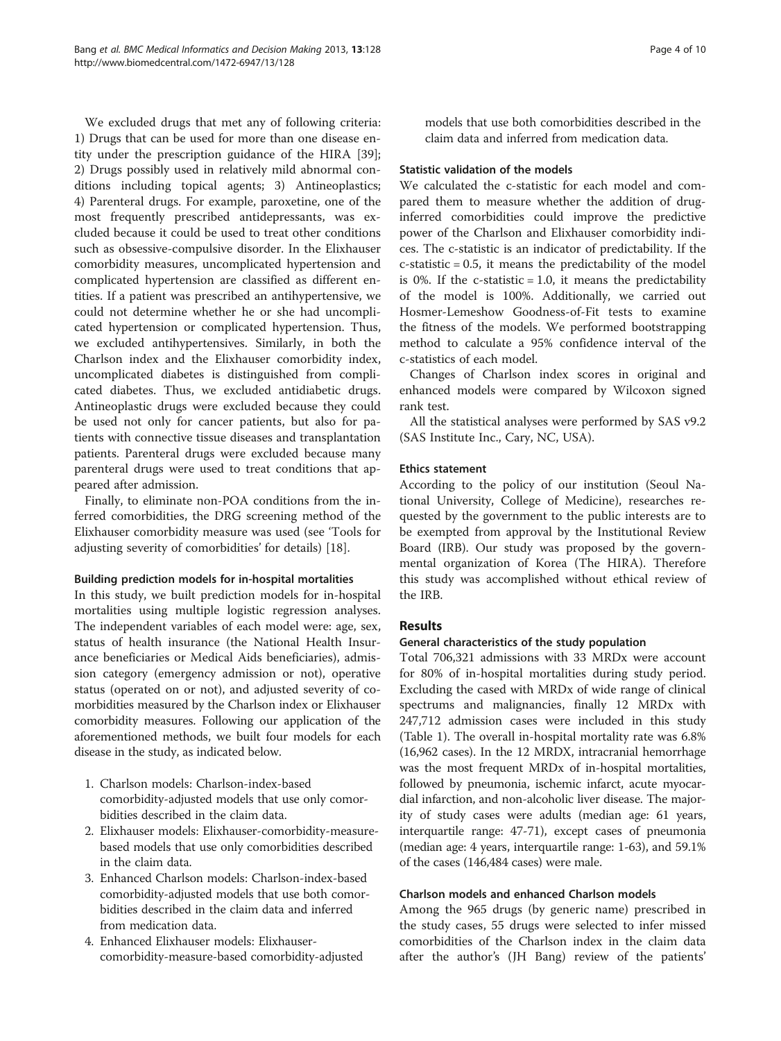We excluded drugs that met any of following criteria: 1) Drugs that can be used for more than one disease entity under the prescription guidance of the HIRA [39]; 2) Drugs possibly used in relatively mild abnormal conditions including topical agents; 3) Antineoplastics; 4) Parenteral drugs. For example, paroxetine, one of the most frequently prescribed antidepressants, was excluded because it could be used to treat other conditions such as obsessive-compulsive disorder. In the Elixhauser comorbidity measures, uncomplicated hypertension and complicated hypertension are classified as different entities. If a patient was prescribed an antihypertensive, we could not determine whether he or she had uncomplicated hypertension or complicated hypertension. Thus, we excluded antihypertensives. Similarly, in both the Charlson index and the Elixhauser comorbidity index, uncomplicated diabetes is distinguished from complicated diabetes. Thus, we excluded antidiabetic drugs. Antineoplastic drugs were excluded because they could be used not only for cancer patients, but also for patients with connective tissue diseases and transplantation patients. Parenteral drugs were excluded because many parenteral drugs were used to treat conditions that appeared after admission.

Finally, to eliminate non-POA conditions from the inferred comorbidities, the DRG screening method of the Elixhauser comorbidity measure was used (see 'Tools for adjusting severity of comorbidities' for details) [18].

#### Building prediction models for in-hospital mortalities

In this study, we built prediction models for in-hospital mortalities using multiple logistic regression analyses. The independent variables of each model were: age, sex, status of health insurance (the National Health Insurance beneficiaries or Medical Aids beneficiaries), admission category (emergency admission or not), operative status (operated on or not), and adjusted severity of comorbidities measured by the Charlson index or Elixhauser comorbidity measures. Following our application of the aforementioned methods, we built four models for each disease in the study, as indicated below.

1. Charlson models: Charlson-index-based comorbidity-adjusted models that use only comorbidities described in the claim data.
2. Elixhauser models: Elixhauser-comorbidity-measure-based models that use only comorbidities described in the claim data.
3. Enhanced Charlson models: Charlson-index-based comorbidity-adjusted models that use both comorbidities described in the claim data and inferred from medication data.
4. Enhanced Elixhauser models: Elixhauser-comorbidity-measure-based comorbidity-adjusted models that use both comorbidities described in the claim data and inferred from medication data.

#### Statistic validation of the models

We calculated the c-statistic for each model and compared them to measure whether the addition of drug-inferred comorbidities could improve the predictive power of the Charlson and Elixhauser comorbidity indices. The c-statistic is an indicator of predictability. If the c-statistic = 0.5, it means the predictability of the model is 0%. If the c-statistic = 1.0, it means the predictability of the model is 100%. Additionally, we carried out Hosmer-Lemeshow Goodness-of-Fit tests to examine the fitness of the models. We performed bootstrapping method to calculate a 95% confidence interval of the c-statistics of each model.

Changes of Charlson index scores in original and enhanced models were compared by Wilcoxon signed rank test.

All the statistical analyses were performed by SAS v9.2 (SAS Institute Inc., Cary, NC, USA).

#### Ethics statement

According to the policy of our institution (Seoul National University, College of Medicine), researches requested by the government to the public interests are to be exempted from approval by the Institutional Review Board (IRB). Our study was proposed by the governmental organization of Korea (The HIRA). Therefore this study was accomplished without ethical review of the IRB.

## Results

#### General characteristics of the study population

Total 706,321 admissions with 33 MRDx were account for 80% of in-hospital mortalities during study period. Excluding the cased with MRDx of wide range of clinical spectrums and malignancies, finally 12 MRDx with 247,712 admission cases were included in this study (Table 1). The overall in-hospital mortality rate was 6.8% (16,962 cases). In the 12 MRDX, intracranial hemorrhage was the most frequent MRDx of in-hospital mortalities, followed by pneumonia, ischemic infarct, acute myocardial infarction, and non-alcoholic liver disease. The majority of study cases were adults (median age: 61 years, interquartile range: 47-71), except cases of pneumonia (median age: 4 years, interquartile range: 1-63), and 59.1% of the cases (146,484 cases) were male.

#### Charlson models and enhanced Charlson models

Among the 965 drugs (by generic name) prescribed in the study cases, 55 drugs were selected to infer missed comorbidities of the Charlson index in the claim data after the author's (JH Bang) review of the patients'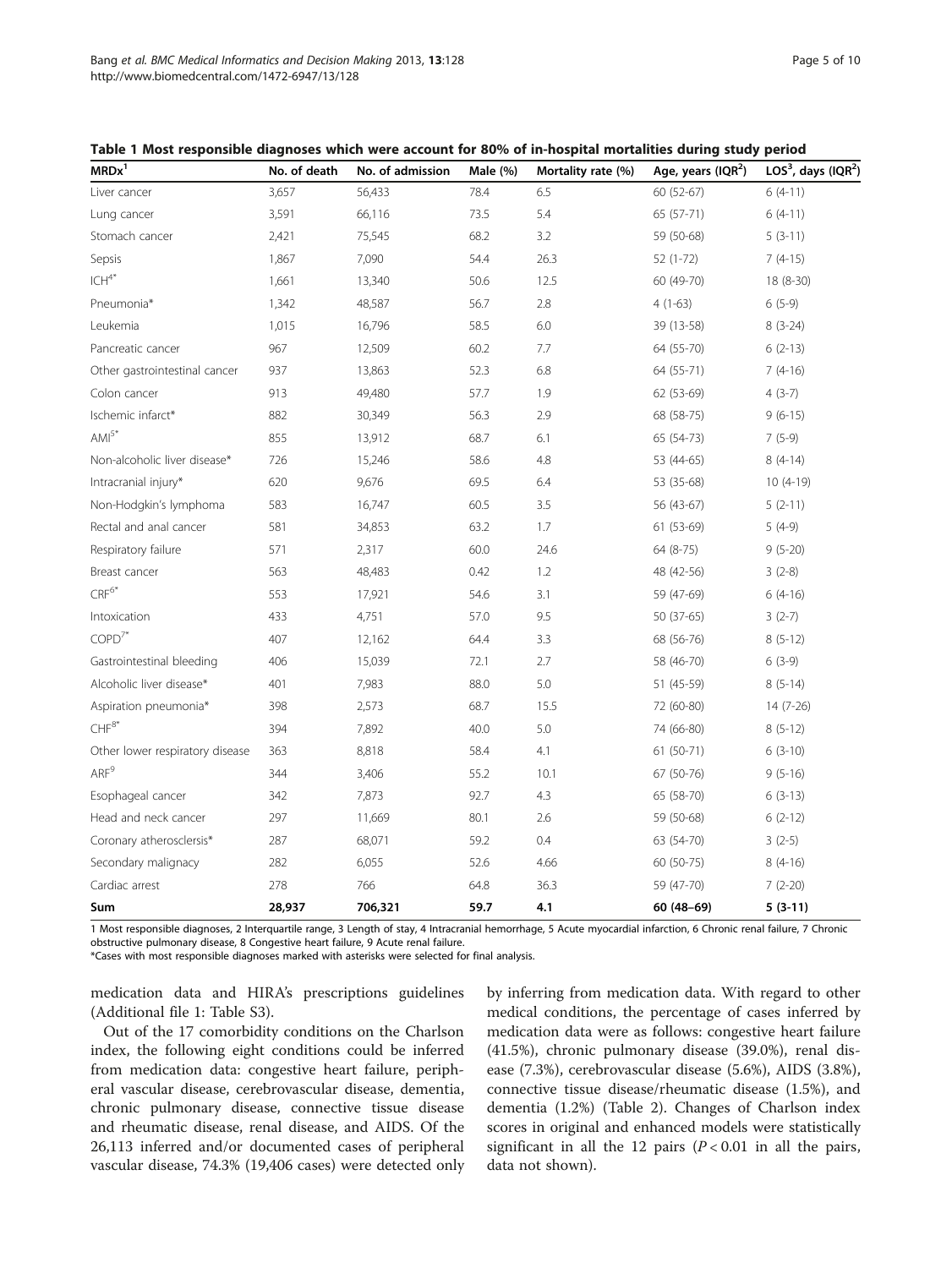**Table 1 Most responsible diagnoses which were account for 80% of in-hospital mortalities during study period**

| MRDx[1] | No. of death | No. of admission | Male (%) | Mortality rate (%) | Age, years (IQR[2]) | LOS[3], days (IQR[2]) |
|---|---|---|---|---|---|---|
| Liver cancer | 3,657 | 56,433 | 78.4 | 6.5 | 60 (52-67) | 6 (4-11) |
| Lung cancer | 3,591 | 66,116 | 73.5 | 5.4 | 65 (57-71) | 6 (4-11) |
| Stomach cancer | 2,421 | 75,545 | 68.2 | 3.2 | 59 (50-68) | 5 (3-11) |
| Sepsis | 1,867 | 7,090 | 54.4 | 26.3 | 52 (1-72) | 7 (4-15) |
| ICH[4]* | 1,661 | 13,340 | 50.6 | 12.5 | 60 (49-70) | 18 (8-30) |
| Pneumonia* | 1,342 | 48,587 | 56.7 | 2.8 | 4 (1-63) | 6 (5-9) |
| Leukemia | 1,015 | 16,796 | 58.5 | 6.0 | 39 (13-58) | 8 (3-24) |
| Pancreatic cancer | 967 | 12,509 | 60.2 | 7.7 | 64 (55-70) | 6 (2-13) |
| Other gastrointestinal cancer | 937 | 13,863 | 52.3 | 6.8 | 64 (55-71) | 7 (4-16) |
| Colon cancer | 913 | 49,480 | 57.7 | 1.9 | 62 (53-69) | 4 (3-7) |
| Ischemic infarct* | 882 | 30,349 | 56.3 | 2.9 | 68 (58-75) | 9 (6-15) |
| AMI[5]* | 855 | 13,912 | 68.7 | 6.1 | 65 (54-73) | 7 (5-9) |
| Non-alcoholic liver disease* | 726 | 15,246 | 58.6 | 4.8 | 53 (44-65) | 8 (4-14) |
| Intracranial injury* | 620 | 9,676 | 69.5 | 6.4 | 53 (35-68) | 10 (4-19) |
| Non-Hodgkin's lymphoma | 583 | 16,747 | 60.5 | 3.5 | 56 (43-67) | 5 (2-11) |
| Rectal and anal cancer | 581 | 34,853 | 63.2 | 1.7 | 61 (53-69) | 5 (4-9) |
| Respiratory failure | 571 | 2,317 | 60.0 | 24.6 | 64 (8-75) | 9 (5-20) |
| Breast cancer | 563 | 48,483 | 0.42 | 1.2 | 48 (42-56) | 3 (2-8) |
| CRF[6]* | 553 | 17,921 | 54.6 | 3.1 | 59 (47-69) | 6 (4-16) |
| Intoxication | 433 | 4,751 | 57.0 | 9.5 | 50 (37-65) | 3 (2-7) |
| COPD[7]* | 407 | 12,162 | 64.4 | 3.3 | 68 (56-76) | 8 (5-12) |
| Gastrointestinal bleeding | 406 | 15,039 | 72.1 | 2.7 | 58 (46-70) | 6 (3-9) |
| Alcoholic liver disease* | 401 | 7,983 | 88.0 | 5.0 | 51 (45-59) | 8 (5-14) |
| Aspiration pneumonia* | 398 | 2,573 | 68.7 | 15.5 | 72 (60-80) | 14 (7-26) |
| CHF[8]* | 394 | 7,892 | 40.0 | 5.0 | 74 (66-80) | 8 (5-12) |
| Other lower respiratory disease | 363 | 8,818 | 58.4 | 4.1 | 61 (50-71) | 6 (3-10) |
| ARF[9] | 344 | 3,406 | 55.2 | 10.1 | 67 (50-76) | 9 (5-16) |
| Esophageal cancer | 342 | 7,873 | 92.7 | 4.3 | 65 (58-70) | 6 (3-13) |
| Head and neck cancer | 297 | 11,669 | 80.1 | 2.6 | 59 (50-68) | 6 (2-12) |
| Coronary atherosclersis* | 287 | 68,071 | 59.2 | 0.4 | 63 (54-70) | 3 (2-5) |
| Secondary malignacy | 282 | 6,055 | 52.6 | 4.66 | 60 (50-75) | 8 (4-16) |
| Cardiac arrest | 278 | 766 | 64.8 | 36.3 | 59 (47-70) | 7 (2-20) |
| **Sum** | **28,937** | **706,321** | **59.7** | **4.1** | **60 (48–69)** | **5 (3-11)** |

1 Most responsible diagnoses, 2 Interquartile range, 3 Length of stay, 4 Intracranial hemorrhage, 5 Acute myocardial infarction, 6 Chronic renal failure, 7 Chronic obstructive pulmonary disease, 8 Congestive heart failure, 9 Acute renal failure.

*Cases with most responsible diagnoses marked with asterisks were selected for final analysis.

medication data and HIRA's prescriptions guidelines (Additional file 1: Table S3).

Out of the 17 comorbidity conditions on the Charlson index, the following eight conditions could be inferred from medication data: congestive heart failure, peripheral vascular disease, cerebrovascular disease, dementia, chronic pulmonary disease, connective tissue disease and rheumatic disease, renal disease, and AIDS. Of the 26,113 inferred and/or documented cases of peripheral vascular disease, 74.3% (19,406 cases) were detected only by inferring from medication data. With regard to other medical conditions, the percentage of cases inferred by medication data were as follows: congestive heart failure (41.5%), chronic pulmonary disease (39.0%), renal disease (7.3%), cerebrovascular disease (5.6%), AIDS (3.8%), connective tissue disease/rheumatic disease (1.5%), and dementia (1.2%) (Table 2). Changes of Charlson index scores in original and enhanced models were statistically significant in all the 12 pairs ($P < 0.01$ in all the pairs, data not shown).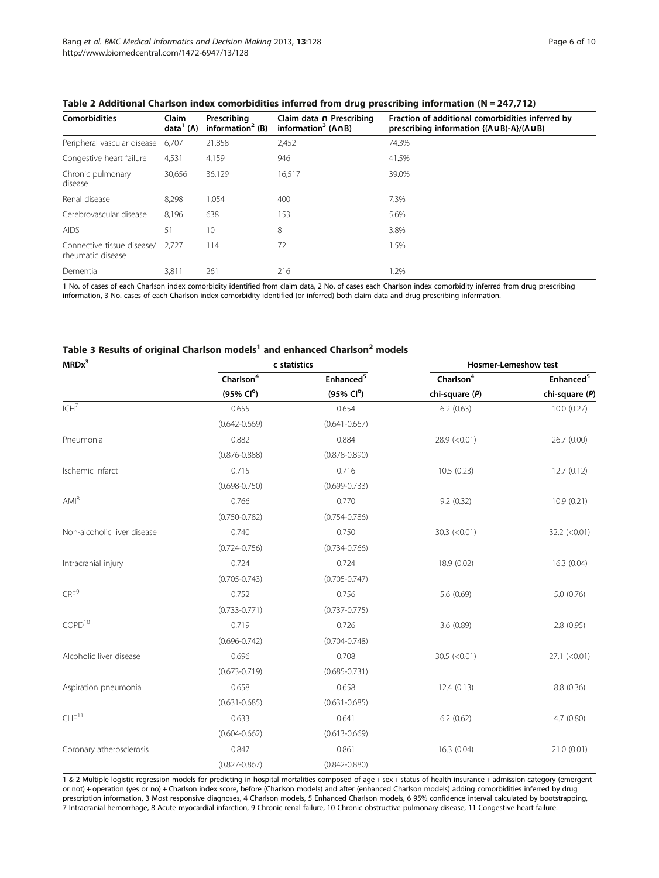**Table 2 Additional Charlson index comorbidities inferred from drug prescribing information (N = 247,712)**

| Comorbidities | Claim data[1] (A) | Prescribing information[2] (B) | Claim data ∩ Prescribing information[3] (A∩B) | Fraction of additional comorbidities inferred by prescribing information {(A∪B)-A}/(A∪B) |
|---|---|---|---|---|
| Peripheral vascular disease | 6,707 | 21,858 | 2,452 | 74.3% |
| Congestive heart failure | 4,531 | 4,159 | 946 | 41.5% |
| Chronic pulmonary disease | 30,656 | 36,129 | 16,517 | 39.0% |
| Renal disease | 8,298 | 1,054 | 400 | 7.3% |
| Cerebrovascular disease | 8,196 | 638 | 153 | 5.6% |
| AIDS | 51 | 10 | 8 | 3.8% |
| Connective tissue disease/ rheumatic disease | 2,727 | 114 | 72 | 1.5% |
| Dementia | 3,811 | 261 | 216 | 1.2% |

1 No. of cases of each Charlson index comorbidity identified from claim data, 2 No. of cases each Charlson index comorbidity inferred from drug prescribing information, 3 No. cases of each Charlson index comorbidity identified (or inferred) both claim data and drug prescribing information.

**Table 3 Results of original Charlson models[1] and enhanced Charlson[2] models**

| MRDx[3] | c statistics | | Hosmer-Lemeshow test | |
|---|---|---|---|---|
| | Charlson[4] (95% CI[6]) | Enhanced[5] (95% CI[6]) | Charlson[4] chi-square (*P*) | Enhanced[5] chi-square (*P*) |
| ICH[7] | 0.655 (0.642-0.669) | 0.654 (0.641-0.667) | 6.2 (0.63) | 10.0 (0.27) |
| Pneumonia | 0.882 (0.876-0.888) | 0.884 (0.878-0.890) | 28.9 (<0.01) | 26.7 (0.00) |
| Ischemic infarct | 0.715 (0.698-0.750) | 0.716 (0.699-0.733) | 10.5 (0.23) | 12.7 (0.12) |
| AMI[8] | 0.766 (0.750-0.782) | 0.770 (0.754-0.786) | 9.2 (0.32) | 10.9 (0.21) |
| Non-alcoholic liver disease | 0.740 (0.724-0.756) | 0.750 (0.734-0.766) | 30.3 (<0.01) | 32.2 (<0.01) |
| Intracranial injury | 0.724 (0.705-0.743) | 0.724 (0.705-0.747) | 18.9 (0.02) | 16.3 (0.04) |
| CRF[9] | 0.752 (0.733-0.771) | 0.756 (0.737-0.775) | 5.6 (0.69) | 5.0 (0.76) |
| COPD[10] | 0.719 (0.696-0.742) | 0.726 (0.704-0.748) | 3.6 (0.89) | 2.8 (0.95) |
| Alcoholic liver disease | 0.696 (0.673-0.719) | 0.708 (0.685-0.731) | 30.5 (<0.01) | 27.1 (<0.01) |
| Aspiration pneumonia | 0.658 (0.631-0.685) | 0.658 (0.631-0.685) | 12.4 (0.13) | 8.8 (0.36) |
| CHF[11] | 0.633 (0.604-0.662) | 0.641 (0.613-0.669) | 6.2 (0.62) | 4.7 (0.80) |
| Coronary atherosclerosis | 0.847 (0.827-0.867) | 0.861 (0.842-0.880) | 16.3 (0.04) | 21.0 (0.01) |

1 & 2 Multiple logistic regression models for predicting in-hospital mortalities composed of age + sex + status of health insurance + admission category (emergent or not) + operation (yes or no) + Charlson index score, before (Charlson models) and after (enhanced Charlson models) adding comorbidities inferred by drug prescription information, 3 Most responsive diagnoses, 4 Charlson models, 5 Enhanced Charlson models, 6 95% confidence interval calculated by bootstrapping, 7 Intracranial hemorrhage, 8 Acute myocardial infarction, 9 Chronic renal failure, 10 Chronic obstructive pulmonary disease, 11 Congestive heart failure.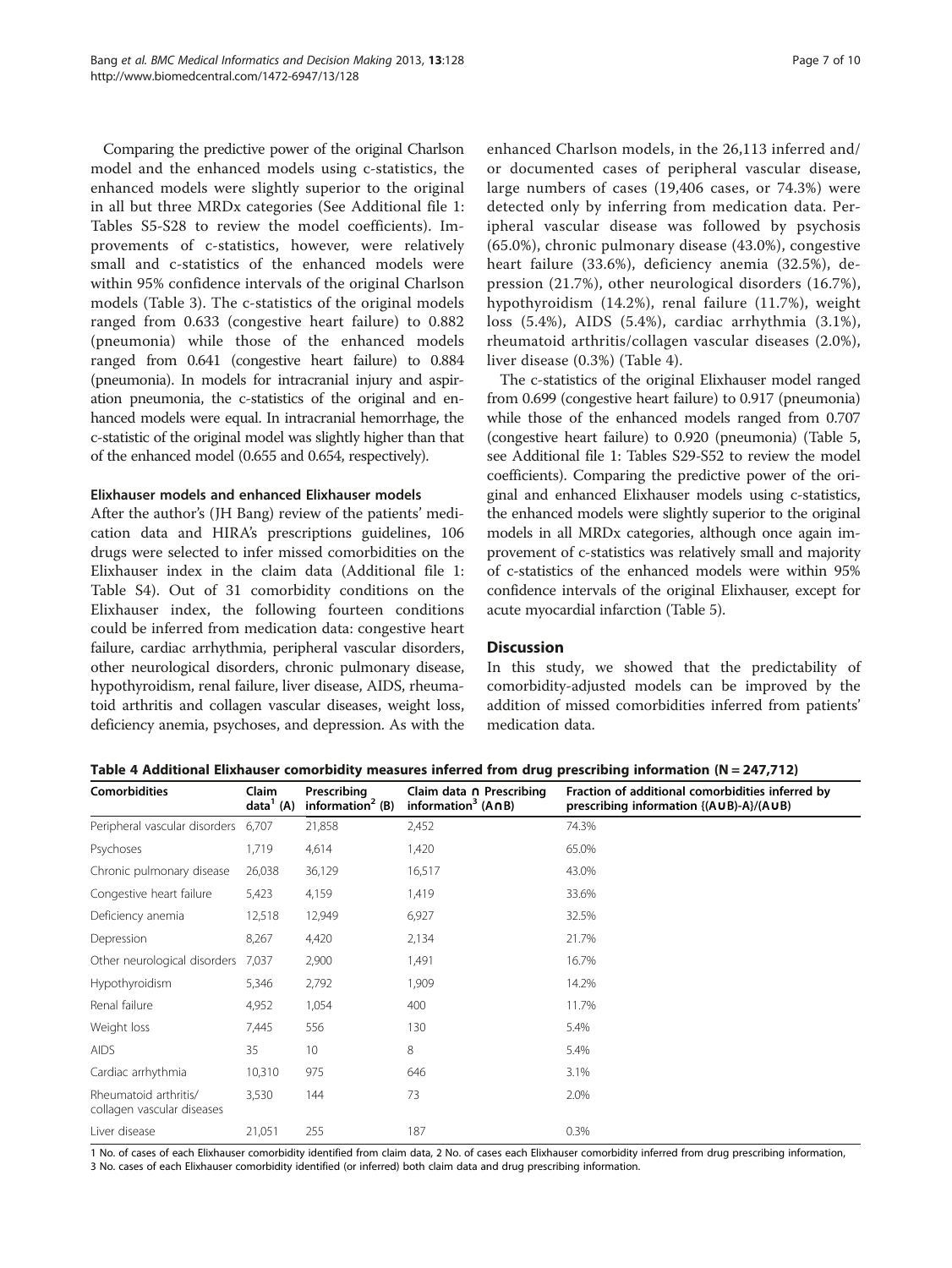Comparing the predictive power of the original Charlson model and the enhanced models using c-statistics, the enhanced models were slightly superior to the original in all but three MRDx categories (See Additional file 1: Tables S5-S28 to review the model coefficients). Improvements of c-statistics, however, were relatively small and c-statistics of the enhanced models were within 95% confidence intervals of the original Charlson models (Table 3). The c-statistics of the original models ranged from 0.633 (congestive heart failure) to 0.882 (pneumonia) while those of the enhanced models ranged from 0.641 (congestive heart failure) to 0.884 (pneumonia). In models for intracranial injury and aspiration pneumonia, the c-statistics of the original and enhanced models were equal. In intracranial hemorrhage, the c-statistic of the original model was slightly higher than that of the enhanced model (0.655 and 0.654, respectively).

#### Elixhauser models and enhanced Elixhauser models

After the author's (JH Bang) review of the patients' medication data and HIRA's prescriptions guidelines, 106 drugs were selected to infer missed comorbidities on the Elixhauser index in the claim data (Additional file 1: Table S4). Out of 31 comorbidity conditions on the Elixhauser index, the following fourteen conditions could be inferred from medication data: congestive heart failure, cardiac arrhythmia, peripheral vascular disorders, other neurological disorders, chronic pulmonary disease, hypothyroidism, renal failure, liver disease, AIDS, rheumatoid arthritis and collagen vascular diseases, weight loss, deficiency anemia, psychoses, and depression. As with the enhanced Charlson models, in the 26,113 inferred and/or documented cases of peripheral vascular disease, large numbers of cases (19,406 cases, or 74.3%) were detected only by inferring from medication data. Peripheral vascular disease was followed by psychosis (65.0%), chronic pulmonary disease (43.0%), congestive heart failure (33.6%), deficiency anemia (32.5%), depression (21.7%), other neurological disorders (16.7%), hypothyroidism (14.2%), renal failure (11.7%), weight loss (5.4%), AIDS (5.4%), cardiac arrhythmia (3.1%), rheumatoid arthritis/collagen vascular diseases (2.0%), liver disease (0.3%) (Table 4).

The c-statistics of the original Elixhauser model ranged from 0.699 (congestive heart failure) to 0.917 (pneumonia) while those of the enhanced models ranged from 0.707 (congestive heart failure) to 0.920 (pneumonia) (Table 5, see Additional file 1: Tables S29-S52 to review the model coefficients). Comparing the predictive power of the original and enhanced Elixhauser models using c-statistics, the enhanced models were slightly superior to the original models in all MRDx categories, although once again improvement of c-statistics was relatively small and majority of c-statistics of the enhanced models were within 95% confidence intervals of the original Elixhauser, except for acute myocardial infarction (Table 5).

## Discussion

In this study, we showed that the predictability of comorbidity-adjusted models can be improved by the addition of missed comorbidities inferred from patients' medication data.

**Table 4 Additional Elixhauser comorbidity measures inferred from drug prescribing information (N = 247,712)**

| Comorbidities | Claim data[1] (A) | Prescribing information[2] (B) | Claim data ∩ Prescribing information[3] (A∩B) | Fraction of additional comorbidities inferred by prescribing information {(A∪B)-A}/(A∪B) |
|---|---|---|---|---|
| Peripheral vascular disorders | 6,707 | 21,858 | 2,452 | 74.3% |
| Psychoses | 1,719 | 4,614 | 1,420 | 65.0% |
| Chronic pulmonary disease | 26,038 | 36,129 | 16,517 | 43.0% |
| Congestive heart failure | 5,423 | 4,159 | 1,419 | 33.6% |
| Deficiency anemia | 12,518 | 12,949 | 6,927 | 32.5% |
| Depression | 8,267 | 4,420 | 2,134 | 21.7% |
| Other neurological disorders | 7,037 | 2,900 | 1,491 | 16.7% |
| Hypothyroidism | 5,346 | 2,792 | 1,909 | 14.2% |
| Renal failure | 4,952 | 1,054 | 400 | 11.7% |
| Weight loss | 7,445 | 556 | 130 | 5.4% |
| AIDS | 35 | 10 | 8 | 5.4% |
| Cardiac arrhythmia | 10,310 | 975 | 646 | 3.1% |
| Rheumatoid arthritis/ collagen vascular diseases | 3,530 | 144 | 73 | 2.0% |
| Liver disease | 21,051 | 255 | 187 | 0.3% |

1 No. of cases of each Elixhauser comorbidity identified from claim data, 2 No. of cases each Elixhauser comorbidity inferred from drug prescribing information, 3 No. cases of each Elixhauser comorbidity identified (or inferred) both claim data and drug prescribing information.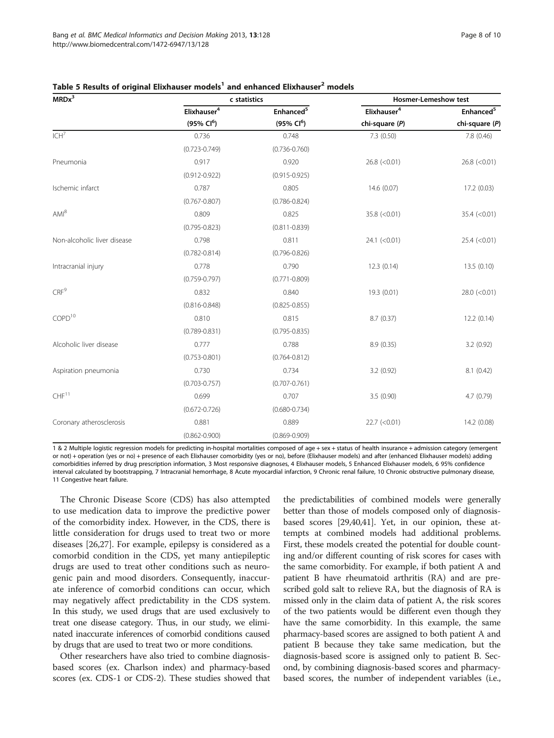**Table 5 Results of original Elixhauser models[1] and enhanced Elixhauser[2] models**

| MRDx[3] | c statistics | | Hosmer-Lemeshow test | |
|---|---|---|---|---|
| | Elixhauser[4] (95% CI[6]) | Enhanced[5] (95% CI[6]) | Elixhauser[4] chi-square (*P*) | Enhanced[5] chi-square (*P*) |
| ICH[7] | 0.736 (0.723-0.749) | 0.748 (0.736-0.760) | 7.3 (0.50) | 7.8 (0.46) |
| Pneumonia | 0.917 (0.912-0.922) | 0.920 (0.915-0.925) | 26.8 (<0.01) | 26.8 (<0.01) |
| Ischemic infarct | 0.787 (0.767-0.807) | 0.805 (0.786-0.824) | 14.6 (0.07) | 17.2 (0.03) |
| AMI[8] | 0.809 (0.795-0.823) | 0.825 (0.811-0.839) | 35.8 (<0.01) | 35.4 (<0.01) |
| Non-alcoholic liver disease | 0.798 (0.782-0.814) | 0.811 (0.796-0.826) | 24.1 (<0.01) | 25.4 (<0.01) |
| Intracranial injury | 0.778 (0.759-0.797) | 0.790 (0.771-0.809) | 12.3 (0.14) | 13.5 (0.10) |
| CRF[9] | 0.832 (0.816-0.848) | 0.840 (0.825-0.855) | 19.3 (0.01) | 28.0 (<0.01) |
| COPD[10] | 0.810 (0.789-0.831) | 0.815 (0.795-0.835) | 8.7 (0.37) | 12.2 (0.14) |
| Alcoholic liver disease | 0.777 (0.753-0.801) | 0.788 (0.764-0.812) | 8.9 (0.35) | 3.2 (0.92) |
| Aspiration pneumonia | 0.730 (0.703-0.757) | 0.734 (0.707-0.761) | 3.2 (0.92) | 8.1 (0.42) |
| CHF[11] | 0.699 (0.672-0.726) | 0.707 (0.680-0.734) | 3.5 (0.90) | 4.7 (0.79) |
| Coronary atherosclerosis | 0.881 (0.862-0.900) | 0.889 (0.869-0.909) | 22.7 (<0.01) | 14.2 (0.08) |

1 & 2 Multiple logistic regression models for predicting in-hospital mortalities composed of age + sex + status of health insurance + admission category (emergent or not) + operation (yes or no) + presence of each Elixhauser comorbidity (yes or no), before (Elixhauser models) and after (enhanced Elixhauser models) adding comorbidities inferred by drug prescription information, 3 Most responsive diagnoses, 4 Elixhauser models, 5 Enhanced Elixhauser models, 6 95% confidence interval calculated by bootstrapping, 7 Intracranial hemorrhage, 8 Acute myocardial infarction, 9 Chronic renal failure, 10 Chronic obstructive pulmonary disease, 11 Congestive heart failure.

The Chronic Disease Score (CDS) has also attempted to use medication data to improve the predictive power of the comorbidity index. However, in the CDS, there is little consideration for drugs used to treat two or more diseases [26,27]. For example, epilepsy is considered as a comorbid condition in the CDS, yet many antiepileptic drugs are used to treat other conditions such as neurogenic pain and mood disorders. Consequently, inaccurate inference of comorbid conditions can occur, which may negatively affect predictability in the CDS system. In this study, we used drugs that are used exclusively to treat one disease category. Thus, in our study, we eliminated inaccurate inferences of comorbid conditions caused by drugs that are used to treat two or more conditions.

Other researchers have also tried to combine diagnosis-based scores (ex. Charlson index) and pharmacy-based scores (ex. CDS-1 or CDS-2). These studies showed that the predictabilities of combined models were generally better than those of models composed only of diagnosis-based scores [29,40,41]. Yet, in our opinion, these attempts at combined models had additional problems. First, these models created the potential for double counting and/or different counting of risk scores for cases with the same comorbidity. For example, if both patient A and patient B have rheumatoid arthritis (RA) and are prescribed gold salt to relieve RA, but the diagnosis of RA is missed only in the claim data of patient A, the risk scores of the two patients would be different even though they have the same comorbidity. In this example, the same pharmacy-based scores are assigned to both patient A and patient B because they take same medication, but the diagnosis-based score is assigned only to patient B. Second, by combining diagnosis-based scores and pharmacy-based scores, the number of independent variables (i.e.,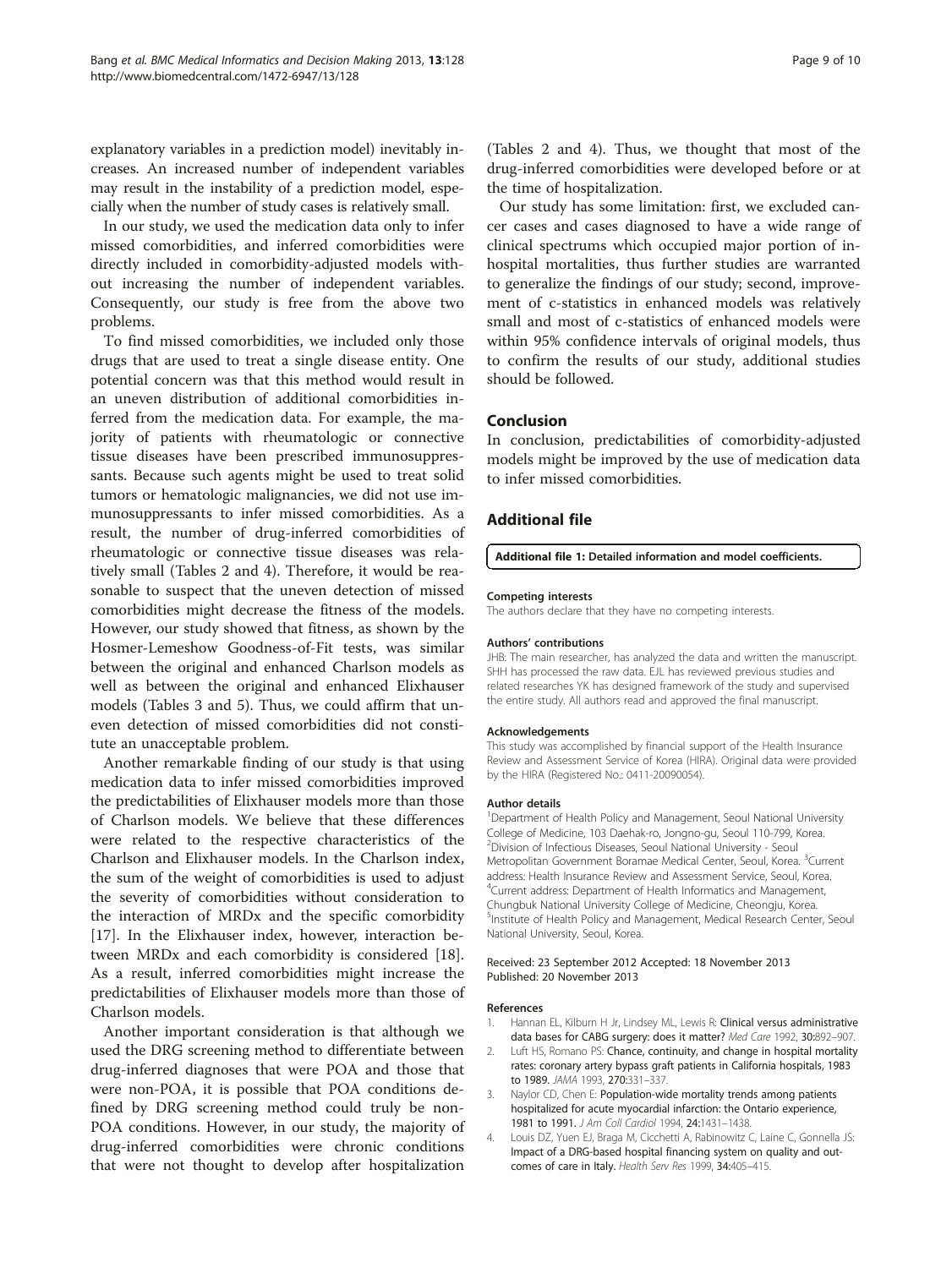explanatory variables in a prediction model) inevitably increases. An increased number of independent variables may result in the instability of a prediction model, especially when the number of study cases is relatively small.

In our study, we used the medication data only to infer missed comorbidities, and inferred comorbidities were directly included in comorbidity-adjusted models without increasing the number of independent variables. Consequently, our study is free from the above two problems.

To find missed comorbidities, we included only those drugs that are used to treat a single disease entity. One potential concern was that this method would result in an uneven distribution of additional comorbidities inferred from the medication data. For example, the majority of patients with rheumatologic or connective tissue diseases have been prescribed immunosuppressants. Because such agents might be used to treat solid tumors or hematologic malignancies, we did not use immunosuppressants to infer missed comorbidities. As a result, the number of drug-inferred comorbidities of rheumatologic or connective tissue diseases was relatively small (Tables 2 and 4). Therefore, it would be reasonable to suspect that the uneven detection of missed comorbidities might decrease the fitness of the models. However, our study showed that fitness, as shown by the Hosmer-Lemeshow Goodness-of-Fit tests, was similar between the original and enhanced Charlson models as well as between the original and enhanced Elixhauser models (Tables 3 and 5). Thus, we could affirm that uneven detection of missed comorbidities did not constitute an unacceptable problem.

Another remarkable finding of our study is that using medication data to infer missed comorbidities improved the predictabilities of Elixhauser models more than those of Charlson models. We believe that these differences were related to the respective characteristics of the Charlson and Elixhauser models. In the Charlson index, the sum of the weight of comorbidities is used to adjust the severity of comorbidities without consideration to the interaction of MRDx and the specific comorbidity [17]. In the Elixhauser index, however, interaction between MRDx and each comorbidity is considered [18]. As a result, inferred comorbidities might increase the predictabilities of Elixhauser models more than those of Charlson models.

Another important consideration is that although we used the DRG screening method to differentiate between drug-inferred diagnoses that were POA and those that were non-POA, it is possible that POA conditions defined by DRG screening method could truly be non-POA conditions. However, in our study, the majority of drug-inferred comorbidities were chronic conditions that were not thought to develop after hospitalization (Tables 2 and 4). Thus, we thought that most of the drug-inferred comorbidities were developed before or at the time of hospitalization.

Our study has some limitation: first, we excluded cancer cases and cases diagnosed to have a wide range of clinical spectrums which occupied major portion of in-hospital mortalities, thus further studies are warranted to generalize the findings of our study; second, improvement of c-statistics in enhanced models was relatively small and most of c-statistics of enhanced models were within 95% confidence intervals of original models, thus to confirm the results of our study, additional studies should be followed.

## Conclusion

In conclusion, predictabilities of comorbidity-adjusted models might be improved by the use of medication data to infer missed comorbidities.

## Additional file

**Additional file 1: Detailed information and model coefficients.**

#### Competing interests

The authors declare that they have no competing interests.

#### Authors' contributions

JHB: The main researcher, has analyzed the data and written the manuscript. SHH has processed the raw data. EJL has reviewed previous studies and related researches YK has designed framework of the study and supervised the entire study. All authors read and approved the final manuscript.

#### Acknowledgements

This study was accomplished by financial support of the Health Insurance Review and Assessment Service of Korea (HIRA). Original data were provided by the HIRA (Registered No.: 0411-20090054).

#### Author details

[1]Department of Health Policy and Management, Seoul National University College of Medicine, 103 Daehak-ro, Jongno-gu, Seoul 110-799, Korea. [2]Division of Infectious Diseases, Seoul National University - Seoul Metropolitan Government Boramae Medical Center, Seoul, Korea. [3]Current address: Health Insurance Review and Assessment Service, Seoul, Korea. [4]Current address: Department of Health Informatics and Management, Chungbuk National University College of Medicine, Cheongju, Korea. [5]Institute of Health Policy and Management, Medical Research Center, Seoul National University, Seoul, Korea.

Received: 23 September 2012 Accepted: 18 November 2013
Published: 20 November 2013

#### References

1. Hannan EL, Kilburn H Jr, Lindsey ML, Lewis R: **Clinical versus administrative data bases for CABG surgery: does it matter?** *Med Care* 1992, **30:**892–907.
2. Luft HS, Romano PS: **Chance, continuity, and change in hospital mortality rates: coronary artery bypass graft patients in California hospitals, 1983 to 1989.** *JAMA* 1993, **270:**331–337.
3. Naylor CD, Chen E: **Population-wide mortality trends among patients hospitalized for acute myocardial infarction: the Ontario experience, 1981 to 1991.** *J Am Coll Cardiol* 1994, **24:**1431–1438.
4. Louis DZ, Yuen EJ, Braga M, Cicchetti A, Rabinowitz C, Laine C, Gonnella JS: **Impact of a DRG-based hospital financing system on quality and outcomes of care in Italy.** *Health Serv Res* 1999, **34:**405–415.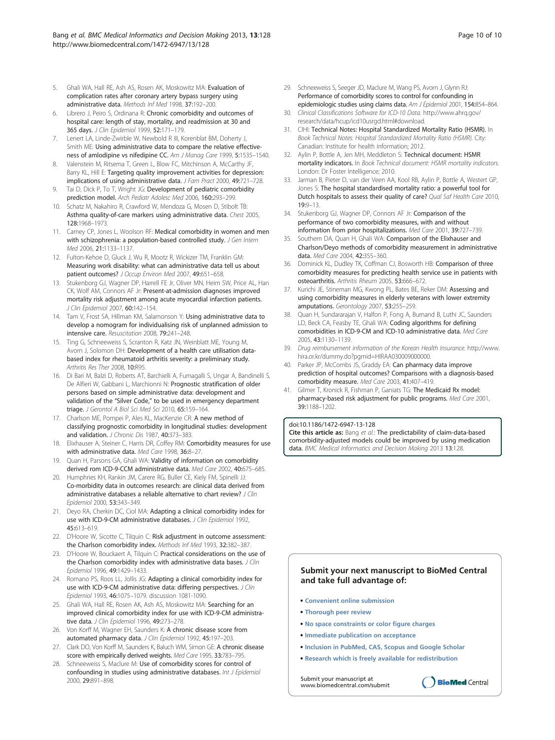5. Ghali WA, Hall RE, Ash AS, Rosen AK, Moskowitz MA: **Evaluation of complication rates after coronary artery bypass surgery using administrative data.** *Methods Inf Med* 1998, **37:**192–200.
6. Librero J, Peiro S, Ordinana R: **Chronic comorbidity and outcomes of hospital care: length of stay, mortality, and readmission at 30 and 365 days.** *J Clin Epidemiol* 1999, **52:**171–179.
7. Lenert LA, Linde-Zwirble W, Newbold R III, Korenblat BM, Doherty J, Smith ME: **Using administrative data to compare the relative effectiveness of amlodipine vs nifedipine CC.** *Am J Manag Care* 1999, **5:**1535–1540.
8. Valenstein M, Ritsema T, Green L, Blow FC, Mitchinson A, McCarthy JF, Barry KL, Hill E: **Targeting quality improvement activities for depression: implications of using administrative data.** *J Fam Pract* 2000, **49:**721–728.
9. Tai D, Dick P, To T, Wright JG: **Development of pediatric comorbidity prediction model.** *Arch Pediatr Adolesc Med* 2006, **160:**293–299.
10. Schatz M, Nakahiro R, Crawford W, Mendoza G, Mosen D, Stibolt TB: **Asthma quality-of-care markers using administrative data.** *Chest* 2005, **128:**1968–1973.
11. Carney CP, Jones L, Woolson RF: **Medical comorbidity in women and men with schizophrenia: a population-based controlled study.** *J Gen Intern Med* 2006, **21:**1133–1137.
12. Fulton-Kehoe D, Gluck J, Wu R, Mootz R, Wickizer TM, Franklin GM: **Measuring work disability: what can administrative data tell us about patient outcomes?** *J Occup Environ Med* 2007, **49:**651–658.
13. Stukenborg GJ, Wagner DP, Harrell FE Jr, Oliver MN, Heim SW, Price AL, Han CK, Wolf AM, Connors AF Jr: **Present-at-admission diagnoses improved mortality risk adjustment among acute myocardial infarction patients.** *J Clin Epidemiol* 2007, **60:**142–154.
14. Tam V, Frost SA, Hillman KM, Salamonson Y: **Using administrative data to develop a nomogram for individualising risk of unplanned admission to intensive care.** *Resuscitation* 2008, **79:**241–248.
15. Ting G, Schneeweiss S, Scranton R, Katz JN, Weinblatt ME, Young M, Avorn J, Solomon DH: **Development of a health care utilisation data-based index for rheumatoid arthritis severity: a preliminary study.** *Arthritis Res Ther* 2008, **10:**R95.
16. Di Bari M, Balzi D, Roberts AT, Barchielli A, Fumagalli S, Ungar A, Bandinelli S, De Alfieri W, Gabbani L, Marchionni N: **Prognostic stratification of older persons based on simple administrative data: development and validation of the "Silver Code," to be used in emergency department triage.** *J Gerontol A Biol Sci Med Sci* 2010, **65:**159–164.
17. Charlson ME, Pompei P, Ales KL, MacKenzie CR: **A new method of classifying prognostic comorbidity in longitudinal studies: development and validation.** *J Chronic Dis* 1987, **40:**373–383.
18. Elixhauser A, Steiner C, Harris DR, Coffey RM: **Comorbidity measures for use with administrative data.** *Med Care* 1998, **36:**8–27.
19. Quan H, Parsons GA, Ghali WA: **Validity of information on comorbidity derived rom ICD-9-CCM administrative data.** *Med Care* 2002, **40:**675–685.
20. Humphries KH, Rankin JM, Carere RG, Buller CE, Kiely FM, Spinelli JJ: **Co-morbidity data in outcomes research: are clinical data derived from administrative databases a reliable alternative to chart review?** *J Clin Epidemiol* 2000, **53:**343–349.
21. Deyo RA, Cherkin DC, Ciol MA: **Adapting a clinical comorbidity index for use with ICD-9-CM administrative databases.** *J Clin Epidemiol* 1992, **45:**613–619.
22. D'Hoore W, Sicotte C, Tilquin C: **Risk adjustment in outcome assessment: the Charlson comorbidity index.** *Methods Inf Med* 1993, **32:**382–387.
23. D'Hoore W, Bouckaert A, Tilquin C: **Practical considerations on the use of the Charlson comorbidity index with administrative data bases.** *J Clin Epidemiol* 1996, **49:**1429–1433.
24. Romano PS, Roos LL, Jollis JG: **Adapting a clinical comorbidity index for use with ICD-9-CM administrative data: differing perspectives.** *J Clin Epidemiol* 1993, **46:**1075–1079. discussion 1081-1090.
25. Ghali WA, Hall RE, Rosen AK, Ash AS, Moskowitz MA: **Searching for an improved clinical comorbidity index for use with ICD-9-CM administrative data.** *J Clin Epidemiol* 1996, **49:**273–278.
26. Von Korff M, Wagner EH, Saunders K: **A chronic disease score from automated pharmacy data.** *J Clin Epidemiol* 1992, **45:**197–203.
27. Clark DO, Von Korff M, Saunders K, Baluch WM, Simon GE: **A chronic disease score with empirically derived weights.** *Med Care* 1995, **33:**783–795.
28. Schneeweiss S, Maclure M: **Use of comorbidity scores for control of confounding in studies using administrative databases.** *Int J Epidemiol* 2000, **29:**891–898.
29. Schneeweiss S, Seeger JD, Maclure M, Wang PS, Avorn J, Glynn RJ: **Performance of comorbidity scores to control for confounding in epidemiologic studies using claims data.** *Am J Epidemiol* 2001, **154:**854–864.
30. *Clinical Classifications Software for ICD-10 Data.* http://www.ahrq.gov/research/data/hcup/icd10usrgd.html#download.
31. CIHI: **Technical Notes: Hospital Standardized Mortality Ratio (HSMR).** In *Book Technical Notes: Hospital Standardized Mortality Ratio (HSMR).* City: Canadian: Institute for health information; 2012.
32. Aylin P, Bottle A, Jen MH, Meddleton S: **Technical document: HSMR mortality indicators.** In *Book Technical document: HSMR mortality indicators.* London: Dr Foster Intelligence; 2010.
33. Jarman B, Pieter D, van der Veen AA, Kool RB, Aylin P, Bottle A, Westert GP, Jones S: **The hospital standardised mortality ratio: a powerful tool for Dutch hospitals to assess their quality of care?** *Qual Saf Health Care* 2010, **19:**9–13.
34. Stukenborg GJ, Wagner DP, Connors AF Jr: **Comparison of the performance of two comorbidity measures, with and without information from prior hospitalizations.** *Med Care* 2001, **39:**727–739.
35. Southern DA, Quan H, Ghali WA: **Comparison of the Elixhauser and Charlson/Deyo methods of comorbidity measurement in administrative data.** *Med Care* 2004, **42:**355–360.
36. Dominick KL, Dudley TK, Coffman CJ, Bosworth HB: **Comparison of three comorbidity measures for predicting health service use in patients with osteoarthritis.** *Arthritis Rheum* 2005, **53:**666–672.
37. Kurichi JE, Stineman MG, Kwong PL, Bates BE, Reker DM: **Assessing and using comorbidity measures in elderly veterans with lower extremity amputations.** *Gerontology* 2007, **53:**255–259.
38. Quan H, Sundararajan V, Halfon P, Fong A, Burnand B, Luthi JC, Saunders LD, Beck CA, Feasby TE, Ghali WA: **Coding algorithms for defining comorbidities in ICD-9-CM and ICD-10 administrative data.** *Med Care* 2005, **43:**1130–1139.
39. *Drug reimbursement information of the Korean Health Insurance.* http://www.hira.or.kr/dummy.do?pgmid=HIRAA030009000000.
40. Parker JP, McCombs JS, Graddy EA: **Can pharmacy data improve prediction of hospital outcomes? Comparisons with a diagnosis-based comorbidity measure.** *Med Care* 2003, **41:**407–419.
41. Gilmer T, Kronick R, Fishman P, Ganiats TG: **The Medicaid Rx model: pharmacy-based risk adjustment for public programs.** *Med Care* 2001, **39:**1188–1202.

doi:10.1186/1472-6947-13-128

**Cite this article as:** Bang *et al.*: The predictability of claim-data-based comorbidity-adjusted models could be improved by using medication data. *BMC Medical Informatics and Decision Making* 2013 **13**:128.

**Submit your next manuscript to BioMed Central and take full advantage of:**

- **Convenient online submission**
- **Thorough peer review**
- **No space constraints or color figure charges**
- **Immediate publication on acceptance**
- **Inclusion in PubMed, CAS, Scopus and Google Scholar**
- **Research which is freely available for redistribution**

Submit your manuscript at www.biomedcentral.com/submit

BioMed Central